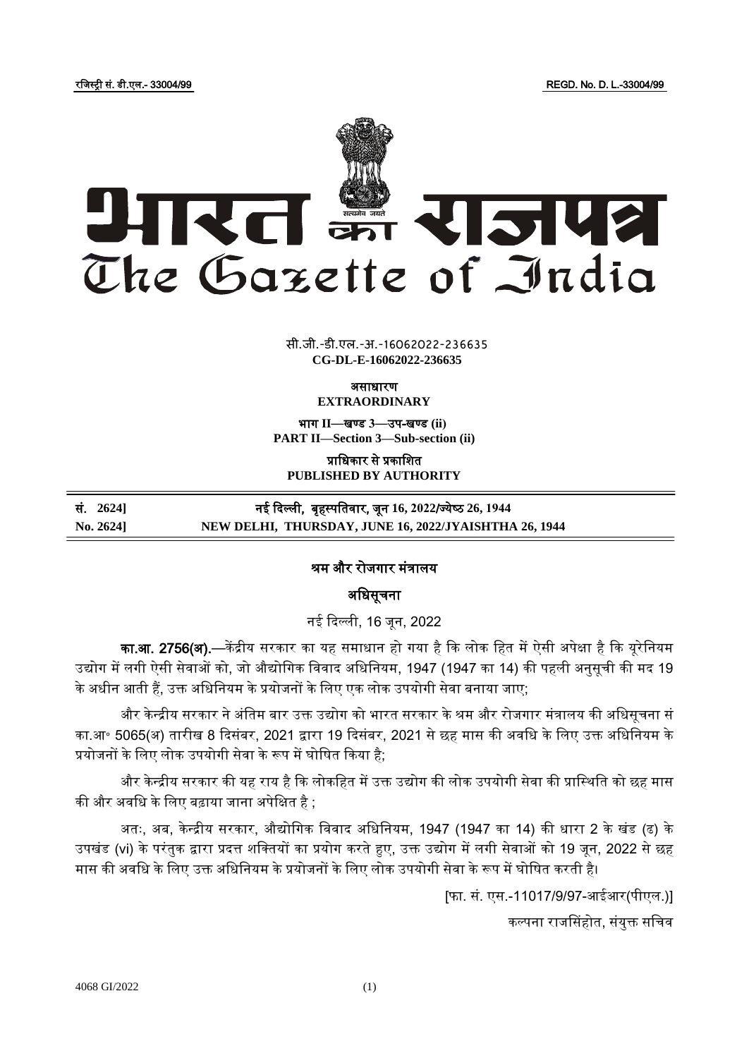रजिस्ट्री सं. डी.एल.- 33004/99 REGD. No. D. L.-33004/99

# भारत का राजपत्र
# The Gazette of India

सी.जी.-डी.एल.-अ.-16062022-236635
**CG-DL-E-16062022-236635**

**असाधारण**
**EXTRAORDINARY**

**भाग II—खण्ड 3—उप-खण्ड (ii)**
**PART II—Section 3—Sub-section (ii)**

**प्राधिकार से प्रकाशित**
**PUBLISHED BY AUTHORITY**

| | |
|---|---|
| **सं. 2624]** | **नई दिल्ली, बृहस्पतिवार, जून 16, 2022/ज्येष्ठ 26, 1944** |
| **No. 2624]** | **NEW DELHI, THURSDAY, JUNE 16, 2022/JYAISHTHA 26, 1944** |

## श्रम और रोजगार मंत्रालय

## अधिसूचना

नई दिल्ली, 16 जून, 2022

**का.आ. 2756(अ).**—केंद्रीय सरकार का यह समाधान हो गया है कि लोक हित में ऐसी अपेक्षा है कि यूरेनियम उद्योग में लगी ऐसी सेवाओं को, जो औद्योगिक विवाद अधिनियम, 1947 (1947 का 14) की पहली अनुसूची की मद 19 के अधीन आती हैं, उक्त अधिनियम के प्रयोजनों के लिए एक लोक उपयोगी सेवा बनाया जाए;

और केन्द्रीय सरकार ने अंतिम बार उक्त उद्योग को भारत सरकार के श्रम और रोजगार मंत्रालय की अधिसूचना सं का.आ॰ 5065(अ) तारीख 8 दिसंबर, 2021 द्वारा 19 दिसंबर, 2021 से छह मास की अवधि के लिए उक्त अधिनियम के प्रयोजनों के लिए लोक उपयोगी सेवा के रूप में घोषित किया है;

और केन्द्रीय सरकार की यह राय है कि लोकहित में उक्त उद्योग की लोक उपयोगी सेवा की प्रास्थिति को छह मास की और अवधि के लिए बढ़ाया जाना अपेक्षित है ;

अतः, अब, केन्द्रीय सरकार, औद्योगिक विवाद अधिनियम, 1947 (1947 का 14) की धारा 2 के खंड (ढ) के उपखंड (vi) के परंतुक द्वारा प्रदत्त शक्तियों का प्रयोग करते हुए, उक्त उद्योग में लगी सेवाओं को 19 जून, 2022 से छह मास की अवधि के लिए उक्त अधिनियम के प्रयोजनों के लिए लोक उपयोगी सेवा के रूप में घोषित करती है।

[फा. सं. एस.-11017/9/97-आईआर(पीएल.)]

कल्पना राजसिंहोत, संयुक्त सचिव

4068 GI/2022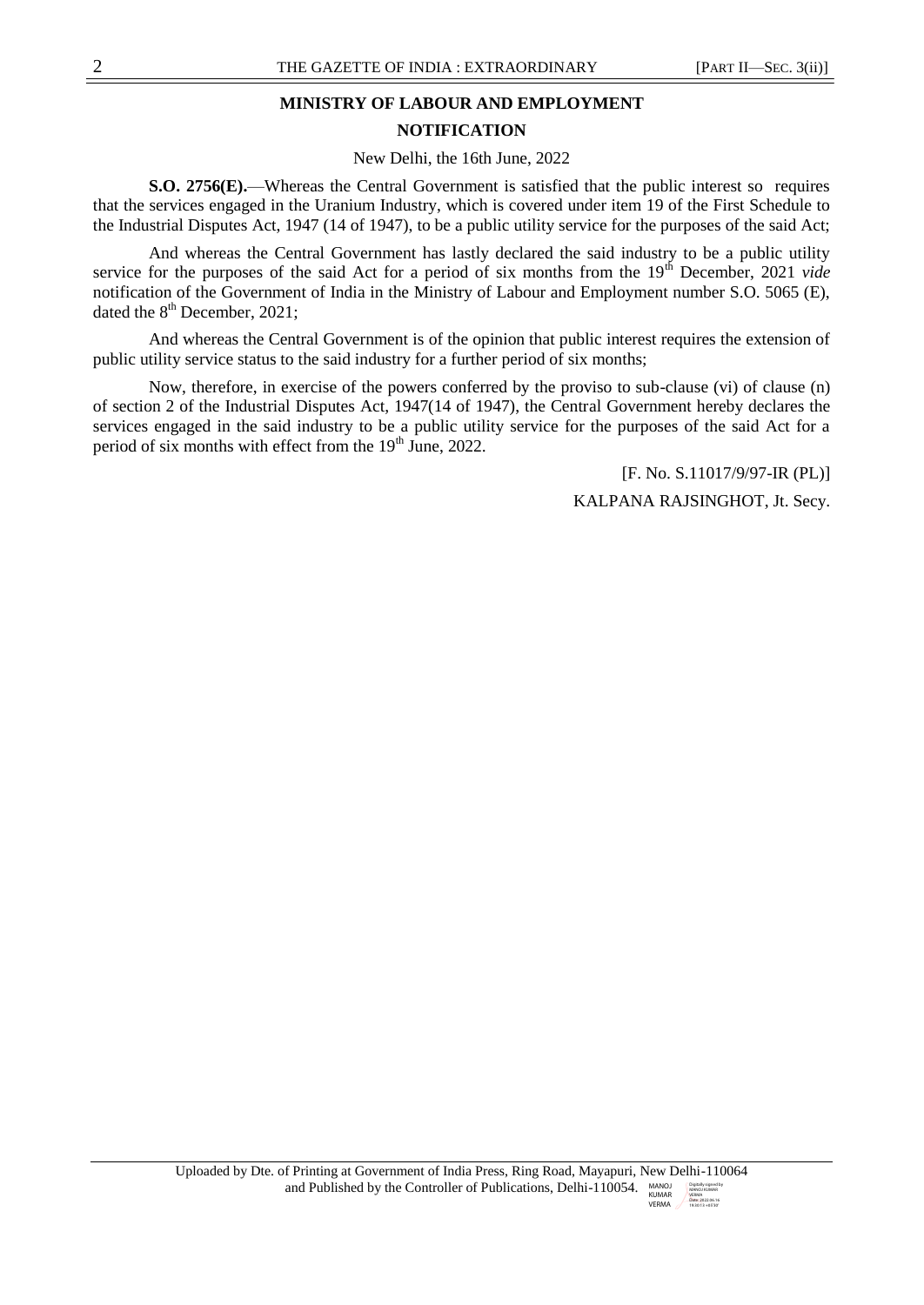## MINISTRY OF LABOUR AND EMPLOYMENT

## NOTIFICATION

New Delhi, the 16th June, 2022

**S.O. 2756(E).**—Whereas the Central Government is satisfied that the public interest so requires that the services engaged in the Uranium Industry, which is covered under item 19 of the First Schedule to the Industrial Disputes Act, 1947 (14 of 1947), to be a public utility service for the purposes of the said Act;

And whereas the Central Government has lastly declared the said industry to be a public utility service for the purposes of the said Act for a period of six months from the 19th December, 2021 *vide* notification of the Government of India in the Ministry of Labour and Employment number S.O. 5065 (E), dated the 8th December, 2021;

And whereas the Central Government is of the opinion that public interest requires the extension of public utility service status to the said industry for a further period of six months;

Now, therefore, in exercise of the powers conferred by the proviso to sub-clause (vi) of clause (n) of section 2 of the Industrial Disputes Act, 1947(14 of 1947), the Central Government hereby declares the services engaged in the said industry to be a public utility service for the purposes of the said Act for a period of six months with effect from the 19th June, 2022.

[F. No. S.11017/9/97-IR (PL)]

KALPANA RAJSINGHOT, Jt. Secy.

Uploaded by Dte. of Printing at Government of India Press, Ring Road, Mayapuri, New Delhi-110064 and Published by the Controller of Publications, Delhi-110054.